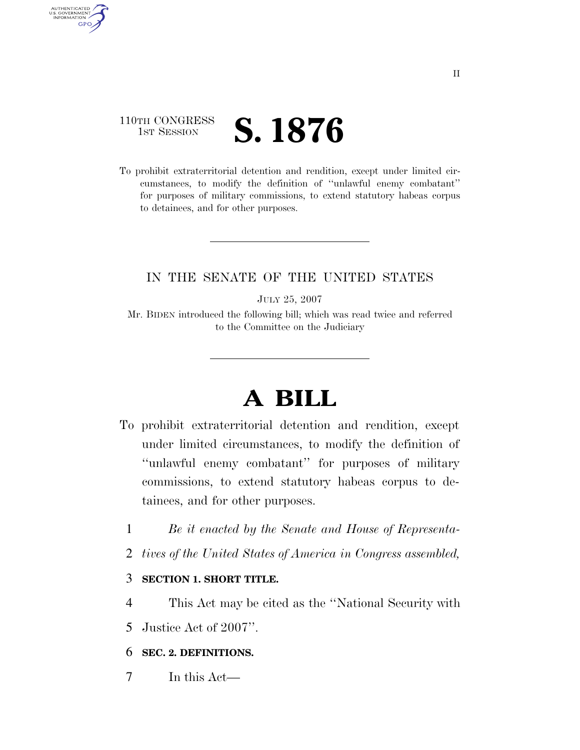110TH CONGRESS
1ST SESSION

# S. 1876

To prohibit extraterritorial detention and rendition, except under limited circumstances, to modify the definition of ''unlawful enemy combatant'' for purposes of military commissions, to extend statutory habeas corpus to detainees, and for other purposes.

IN THE SENATE OF THE UNITED STATES

JULY 25, 2007

Mr. BIDEN introduced the following bill; which was read twice and referred to the Committee on the Judiciary

# A BILL

To prohibit extraterritorial detention and rendition, except under limited circumstances, to modify the definition of ''unlawful enemy combatant'' for purposes of military commissions, to extend statutory habeas corpus to detainees, and for other purposes.

1 *Be it enacted by the Senate and House of Representa-*
2 *tives of the United States of America in Congress assembled,*

3 **SECTION 1. SHORT TITLE.**

4 This Act may be cited as the ''National Security with
5 Justice Act of 2007''.

6 **SEC. 2. DEFINITIONS.**

7 In this Act—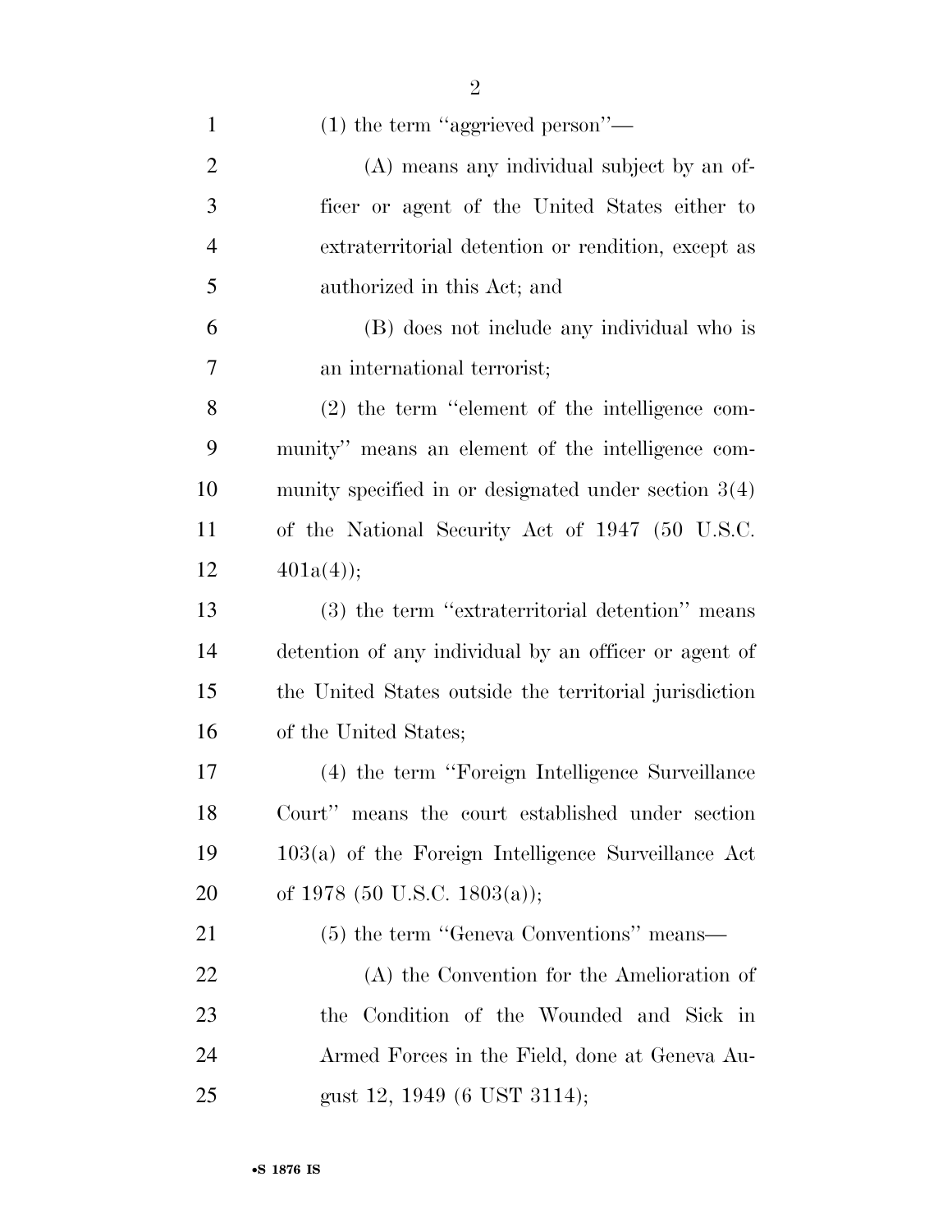(1) the term "aggrieved person"—

(A) means any individual subject by an officer or agent of the United States either to extraterritorial detention or rendition, except as authorized in this Act; and

(B) does not include any individual who is an international terrorist;

(2) the term "element of the intelligence community" means an element of the intelligence community specified in or designated under section 3(4) of the National Security Act of 1947 (50 U.S.C. 401a(4));

(3) the term "extraterritorial detention" means detention of any individual by an officer or agent of the United States outside the territorial jurisdiction of the United States;

(4) the term "Foreign Intelligence Surveillance Court" means the court established under section 103(a) of the Foreign Intelligence Surveillance Act of 1978 (50 U.S.C. 1803(a));

(5) the term "Geneva Conventions" means—

(A) the Convention for the Amelioration of the Condition of the Wounded and Sick in Armed Forces in the Field, done at Geneva August 12, 1949 (6 UST 3114);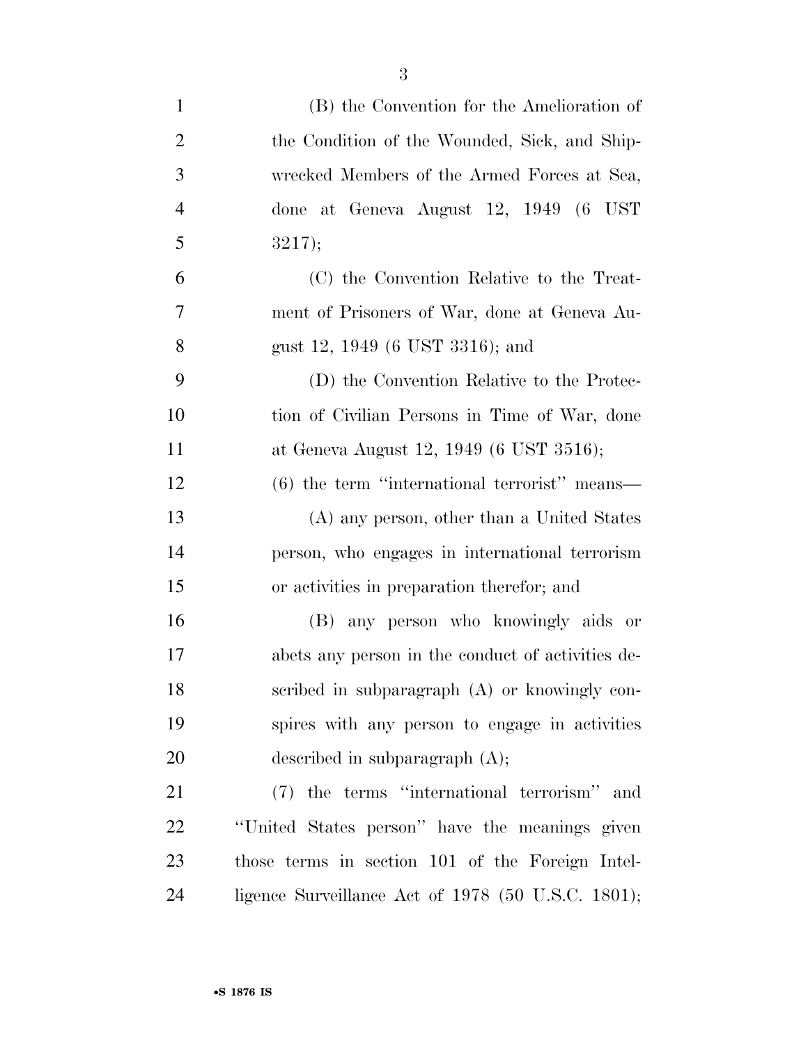(B) the Convention for the Amelioration of the Condition of the Wounded, Sick, and Shipwrecked Members of the Armed Forces at Sea, done at Geneva August 12, 1949 (6 UST 3217);

(C) the Convention Relative to the Treatment of Prisoners of War, done at Geneva August 12, 1949 (6 UST 3316); and

(D) the Convention Relative to the Protection of Civilian Persons in Time of War, done at Geneva August 12, 1949 (6 UST 3516);

(6) the term ''international terrorist'' means—

(A) any person, other than a United States person, who engages in international terrorism or activities in preparation therefor; and

(B) any person who knowingly aids or abets any person in the conduct of activities described in subparagraph (A) or knowingly conspires with any person to engage in activities described in subparagraph (A);

(7) the terms ''international terrorism'' and ''United States person'' have the meanings given those terms in section 101 of the Foreign Intelligence Surveillance Act of 1978 (50 U.S.C. 1801);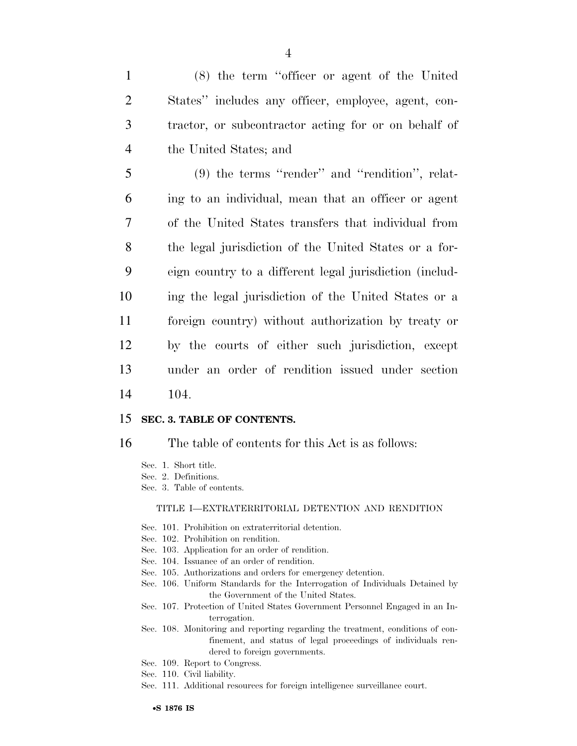(8) the term "officer or agent of the United States" includes any officer, employee, agent, contractor, or subcontractor acting for or on behalf of the United States; and

(9) the terms "render" and "rendition", relating to an individual, mean that an officer or agent of the United States transfers that individual from the legal jurisdiction of the United States or a foreign country to a different legal jurisdiction (including the legal jurisdiction of the United States or a foreign country) without authorization by treaty or by the courts of either such jurisdiction, except under an order of rendition issued under section 104.

## SEC. 3. TABLE OF CONTENTS.

The table of contents for this Act is as follows:

Sec. 1. Short title.
Sec. 2. Definitions.
Sec. 3. Table of contents.

TITLE I—EXTRATERRITORIAL DETENTION AND RENDITION

Sec. 101. Prohibition on extraterritorial detention.
Sec. 102. Prohibition on rendition.
Sec. 103. Application for an order of rendition.
Sec. 104. Issuance of an order of rendition.
Sec. 105. Authorizations and orders for emergency detention.
Sec. 106. Uniform Standards for the Interrogation of Individuals Detained by the Government of the United States.
Sec. 107. Protection of United States Government Personnel Engaged in an Interrogation.
Sec. 108. Monitoring and reporting regarding the treatment, conditions of confinement, and status of legal proceedings of individuals rendered to foreign governments.
Sec. 109. Report to Congress.
Sec. 110. Civil liability.
Sec. 111. Additional resources for foreign intelligence surveillance court.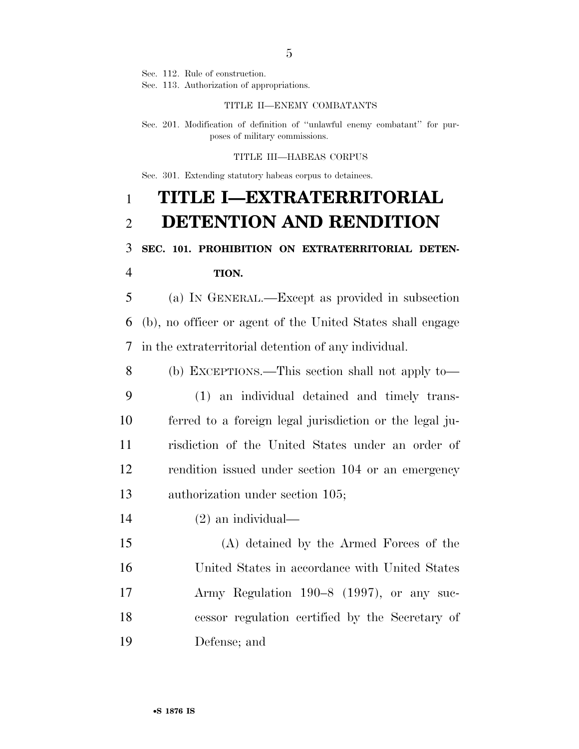Sec. 112. Rule of construction.
Sec. 113. Authorization of appropriations.

TITLE II—ENEMY COMBATANTS

Sec. 201. Modification of definition of ''unlawful enemy combatant'' for purposes of military commissions.

TITLE III—HABEAS CORPUS

Sec. 301. Extending statutory habeas corpus to detainees.

# TITLE I—EXTRATERRITORIAL DETENTION AND RENDITION

## SEC. 101. PROHIBITION ON EXTRATERRITORIAL DETENTION.

(a) IN GENERAL.—Except as provided in subsection (b), no officer or agent of the United States shall engage in the extraterritorial detention of any individual.

(b) EXCEPTIONS.—This section shall not apply to—

(1) an individual detained and timely transferred to a foreign legal jurisdiction or the legal jurisdiction of the United States under an order of rendition issued under section 104 or an emergency authorization under section 105;

(2) an individual—

(A) detained by the Armed Forces of the United States in accordance with United States Army Regulation 190–8 (1997), or any successor regulation certified by the Secretary of Defense; and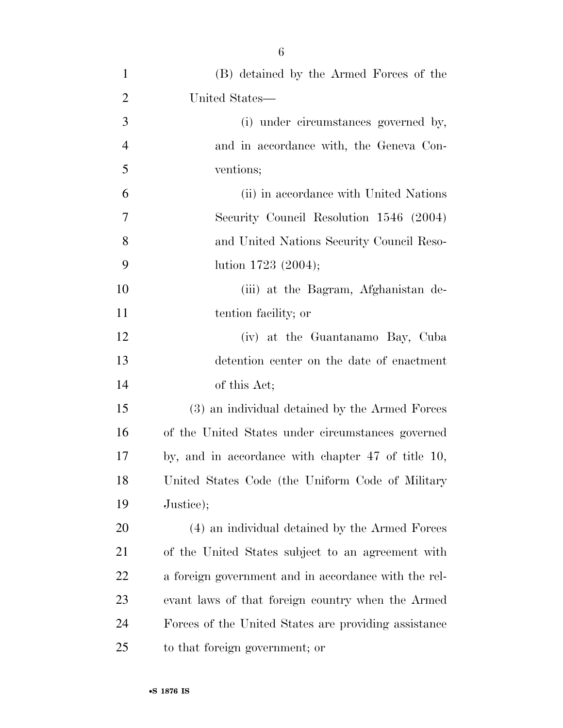(B) detained by the Armed Forces of the United States—

(i) under circumstances governed by, and in accordance with, the Geneva Conventions;

(ii) in accordance with United Nations Security Council Resolution 1546 (2004) and United Nations Security Council Resolution 1723 (2004);

(iii) at the Bagram, Afghanistan detention facility; or

(iv) at the Guantanamo Bay, Cuba detention center on the date of enactment of this Act;

(3) an individual detained by the Armed Forces of the United States under circumstances governed by, and in accordance with chapter 47 of title 10, United States Code (the Uniform Code of Military Justice);

(4) an individual detained by the Armed Forces of the United States subject to an agreement with a foreign government and in accordance with the relevant laws of that foreign country when the Armed Forces of the United States are providing assistance to that foreign government; or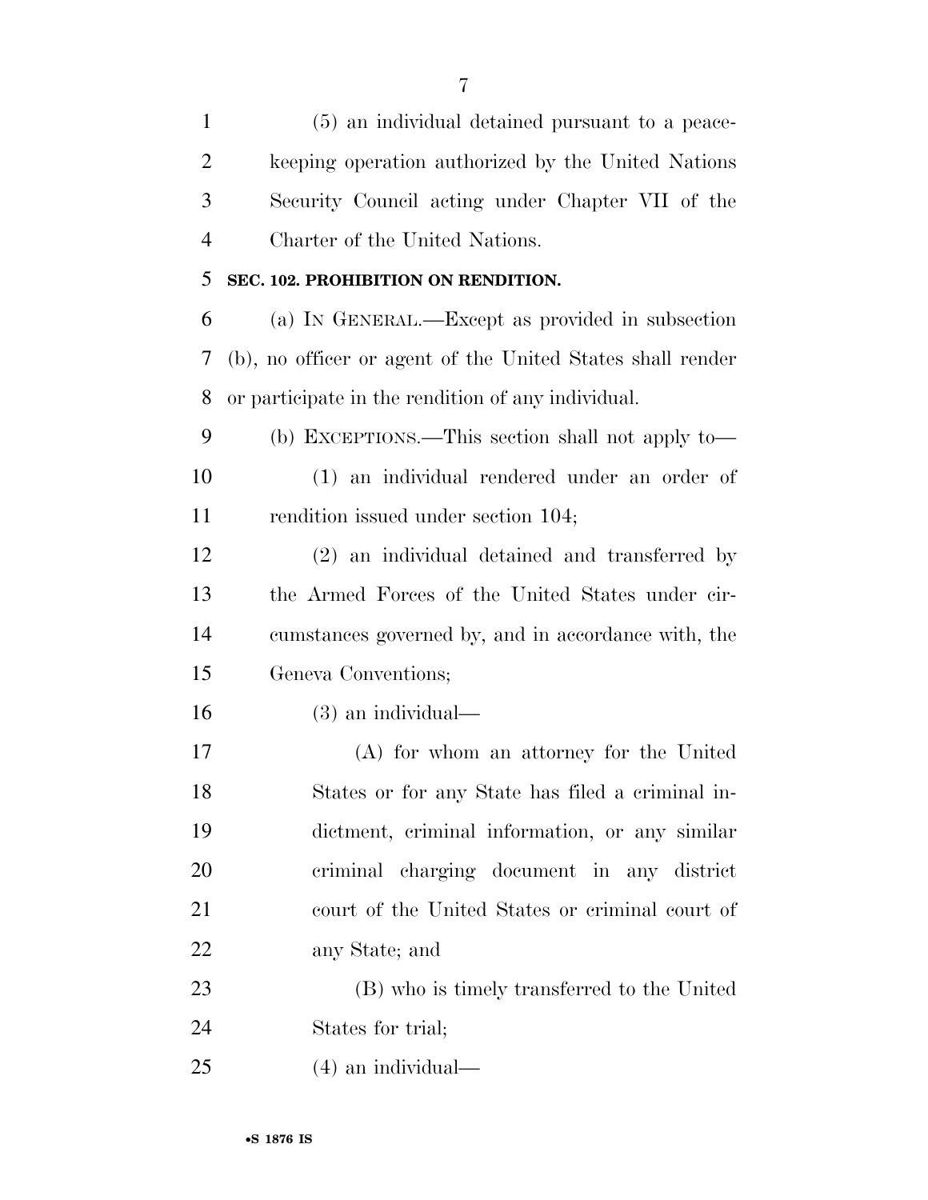(5) an individual detained pursuant to a peacekeeping operation authorized by the United Nations Security Council acting under Chapter VII of the Charter of the United Nations.

**SEC. 102. PROHIBITION ON RENDITION.**

(a) IN GENERAL.—Except as provided in subsection (b), no officer or agent of the United States shall render or participate in the rendition of any individual.

(b) EXCEPTIONS.—This section shall not apply to—

(1) an individual rendered under an order of rendition issued under section 104;

(2) an individual detained and transferred by the Armed Forces of the United States under circumstances governed by, and in accordance with, the Geneva Conventions;

(3) an individual—

(A) for whom an attorney for the United States or for any State has filed a criminal indictment, criminal information, or any similar criminal charging document in any district court of the United States or criminal court of any State; and

(B) who is timely transferred to the United States for trial;

(4) an individual—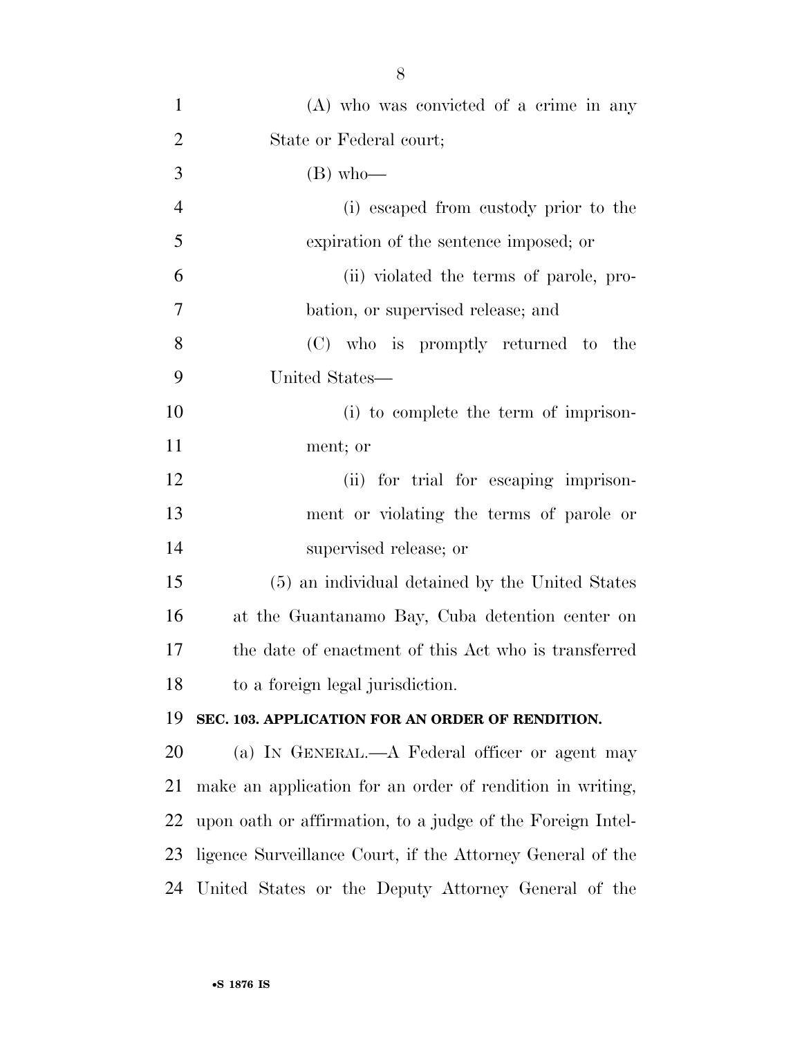(A) who was convicted of a crime in any State or Federal court;

(B) who—

(i) escaped from custody prior to the expiration of the sentence imposed; or

(ii) violated the terms of parole, probation, or supervised release; and

(C) who is promptly returned to the United States—

(i) to complete the term of imprisonment; or

(ii) for trial for escaping imprisonment or violating the terms of parole or supervised release; or

(5) an individual detained by the United States at the Guantanamo Bay, Cuba detention center on the date of enactment of this Act who is transferred to a foreign legal jurisdiction.

**SEC. 103. APPLICATION FOR AN ORDER OF RENDITION.**

(a) IN GENERAL.—A Federal officer or agent may make an application for an order of rendition in writing, upon oath or affirmation, to a judge of the Foreign Intelligence Surveillance Court, if the Attorney General of the United States or the Deputy Attorney General of the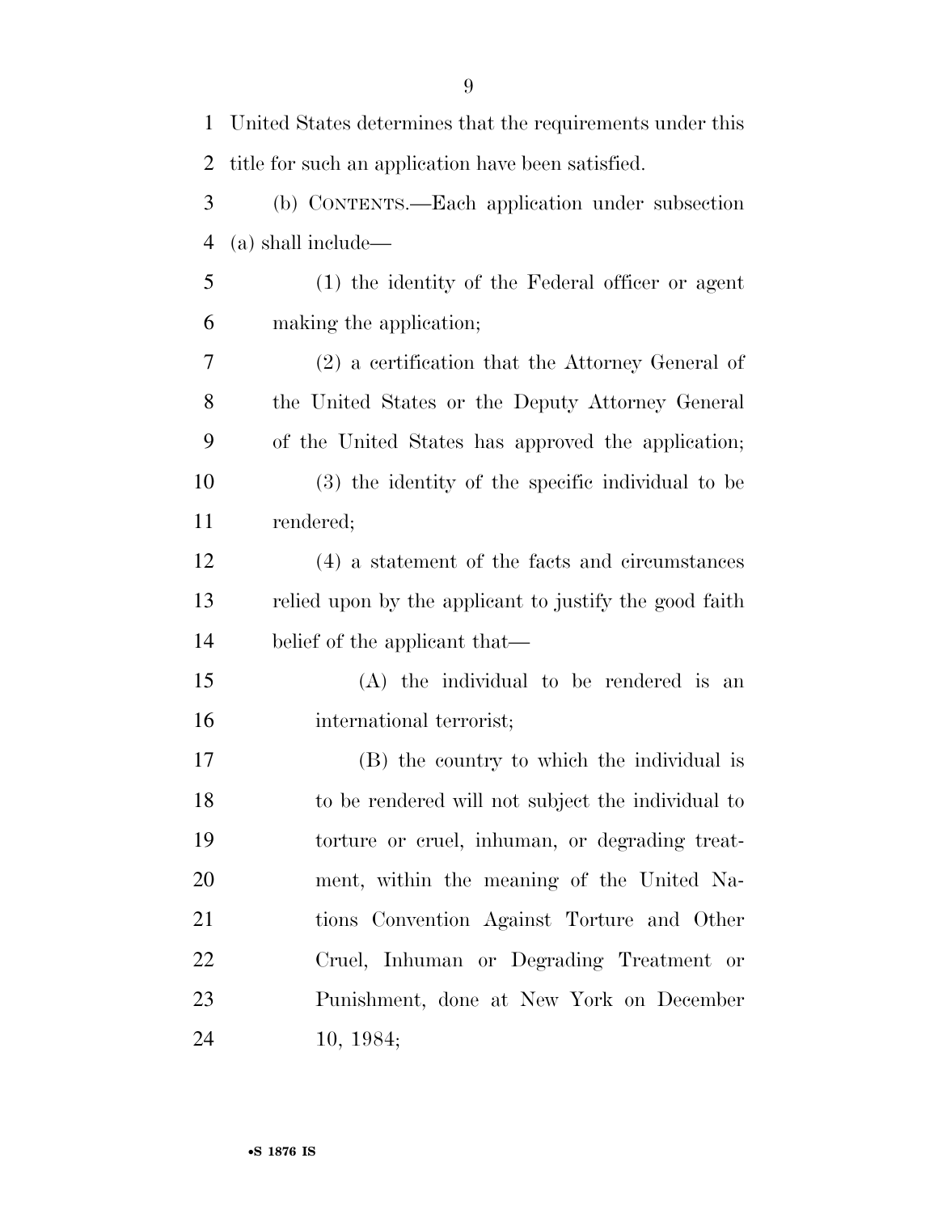United States determines that the requirements under this title for such an application have been satisfied.

(b) CONTENTS.—Each application under subsection (a) shall include—

(1) the identity of the Federal officer or agent making the application;

(2) a certification that the Attorney General of the United States or the Deputy Attorney General of the United States has approved the application;

(3) the identity of the specific individual to be rendered;

(4) a statement of the facts and circumstances relied upon by the applicant to justify the good faith belief of the applicant that—

(A) the individual to be rendered is an international terrorist;

(B) the country to which the individual is to be rendered will not subject the individual to torture or cruel, inhuman, or degrading treatment, within the meaning of the United Nations Convention Against Torture and Other Cruel, Inhuman or Degrading Treatment or Punishment, done at New York on December 10, 1984;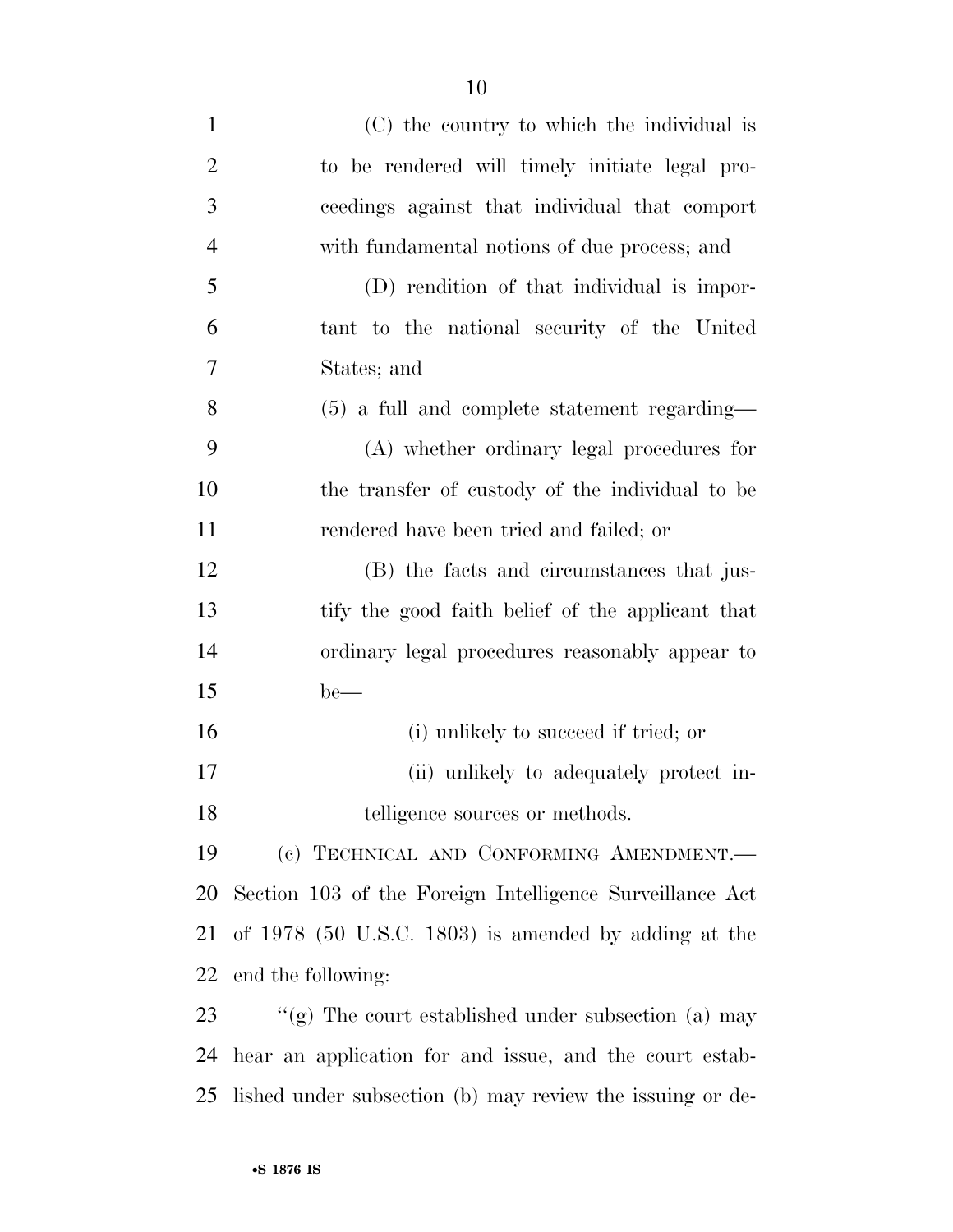(C) the country to which the individual is to be rendered will timely initiate legal proceedings against that individual that comport with fundamental notions of due process; and

(D) rendition of that individual is important to the national security of the United States; and

(5) a full and complete statement regarding—

(A) whether ordinary legal procedures for the transfer of custody of the individual to be rendered have been tried and failed; or

(B) the facts and circumstances that justify the good faith belief of the applicant that ordinary legal procedures reasonably appear to be—

(i) unlikely to succeed if tried; or

(ii) unlikely to adequately protect intelligence sources or methods.

(c) TECHNICAL AND CONFORMING AMENDMENT.—Section 103 of the Foreign Intelligence Surveillance Act of 1978 (50 U.S.C. 1803) is amended by adding at the end the following:

''(g) The court established under subsection (a) may hear an application for and issue, and the court established under subsection (b) may review the issuing or de-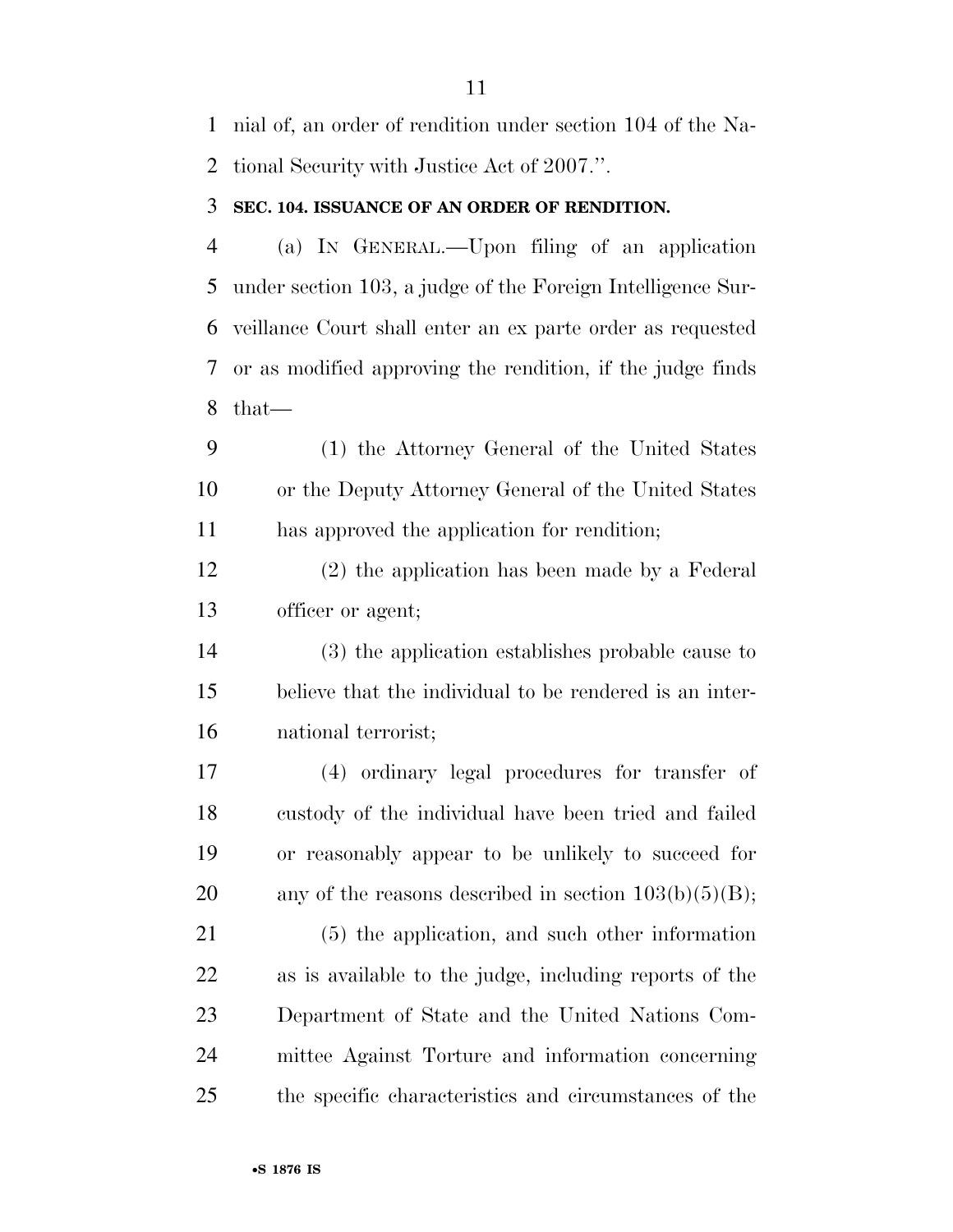nial of, an order of rendition under section 104 of the National Security with Justice Act of 2007.''.

**SEC. 104. ISSUANCE OF AN ORDER OF RENDITION.**

(a) IN GENERAL.—Upon filing of an application under section 103, a judge of the Foreign Intelligence Surveillance Court shall enter an ex parte order as requested or as modified approving the rendition, if the judge finds that—

(1) the Attorney General of the United States or the Deputy Attorney General of the United States has approved the application for rendition;

(2) the application has been made by a Federal officer or agent;

(3) the application establishes probable cause to believe that the individual to be rendered is an international terrorist;

(4) ordinary legal procedures for transfer of custody of the individual have been tried and failed or reasonably appear to be unlikely to succeed for any of the reasons described in section 103(b)(5)(B);

(5) the application, and such other information as is available to the judge, including reports of the Department of State and the United Nations Committee Against Torture and information concerning the specific characteristics and circumstances of the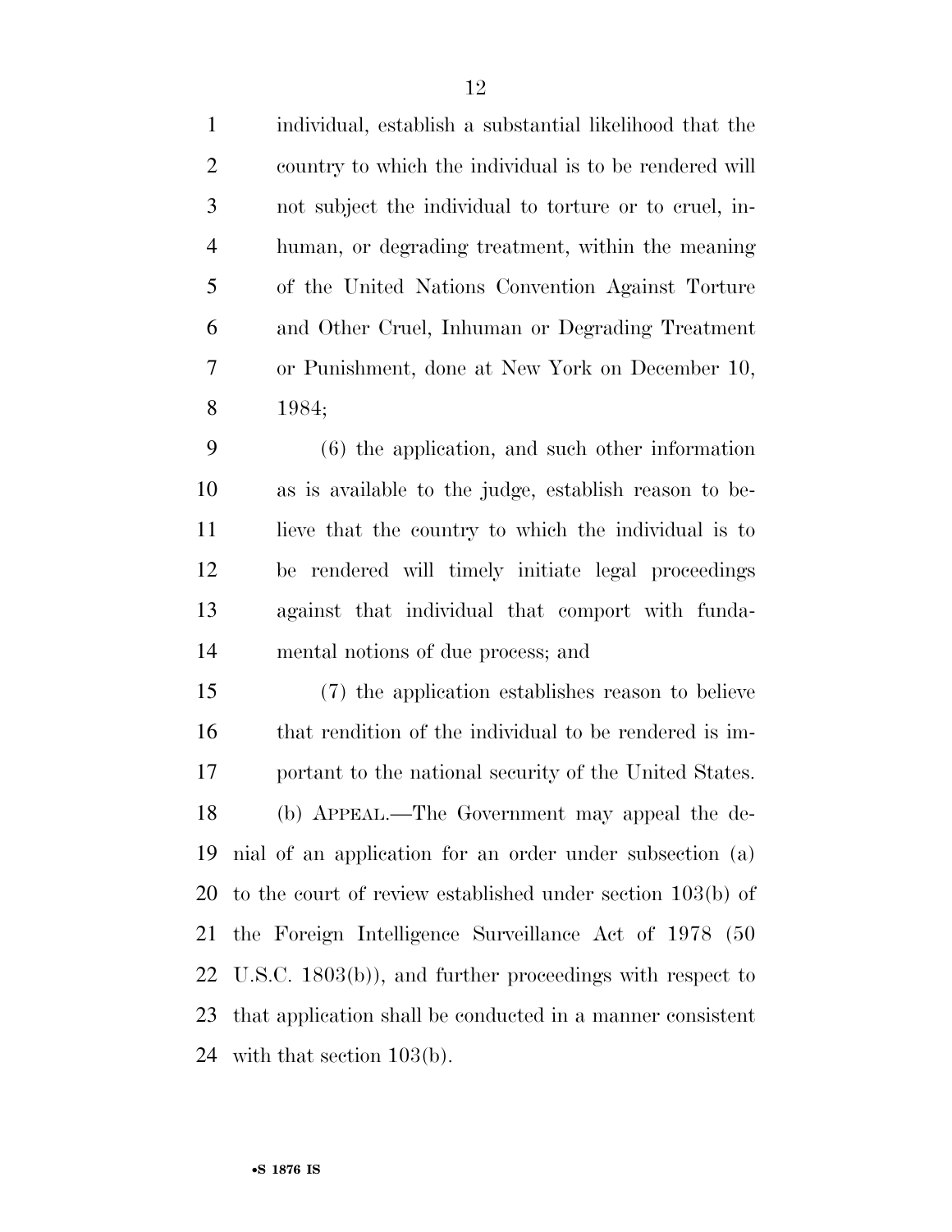individual, establish a substantial likelihood that the country to which the individual is to be rendered will not subject the individual to torture or to cruel, inhuman, or degrading treatment, within the meaning of the United Nations Convention Against Torture and Other Cruel, Inhuman or Degrading Treatment or Punishment, done at New York on December 10, 1984;

(6) the application, and such other information as is available to the judge, establish reason to believe that the country to which the individual is to be rendered will timely initiate legal proceedings against that individual that comport with fundamental notions of due process; and

(7) the application establishes reason to believe that rendition of the individual to be rendered is important to the national security of the United States.

(b) APPEAL.—The Government may appeal the denial of an application for an order under subsection (a) to the court of review established under section 103(b) of the Foreign Intelligence Surveillance Act of 1978 (50 U.S.C. 1803(b)), and further proceedings with respect to that application shall be conducted in a manner consistent with that section 103(b).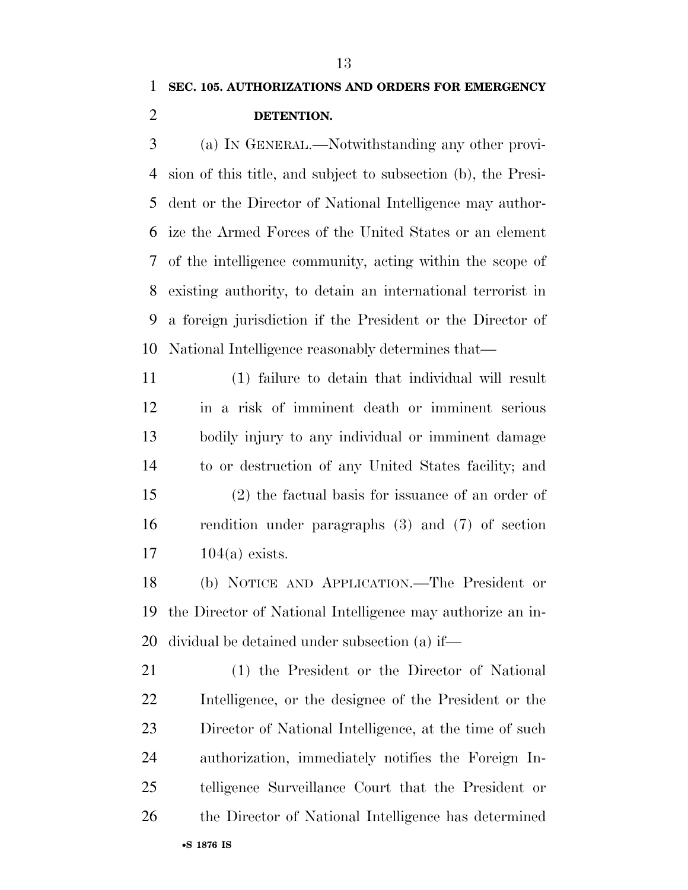**SEC. 105. AUTHORIZATIONS AND ORDERS FOR EMERGENCY DETENTION.**

(a) IN GENERAL.—Notwithstanding any other provision of this title, and subject to subsection (b), the President or the Director of National Intelligence may authorize the Armed Forces of the United States or an element of the intelligence community, acting within the scope of existing authority, to detain an international terrorist in a foreign jurisdiction if the President or the Director of National Intelligence reasonably determines that—

(1) failure to detain that individual will result in a risk of imminent death or imminent serious bodily injury to any individual or imminent damage to or destruction of any United States facility; and

(2) the factual basis for issuance of an order of rendition under paragraphs (3) and (7) of section 104(a) exists.

(b) NOTICE AND APPLICATION.—The President or the Director of National Intelligence may authorize an individual be detained under subsection (a) if—

(1) the President or the Director of National Intelligence, or the designee of the President or the Director of National Intelligence, at the time of such authorization, immediately notifies the Foreign Intelligence Surveillance Court that the President or the Director of National Intelligence has determined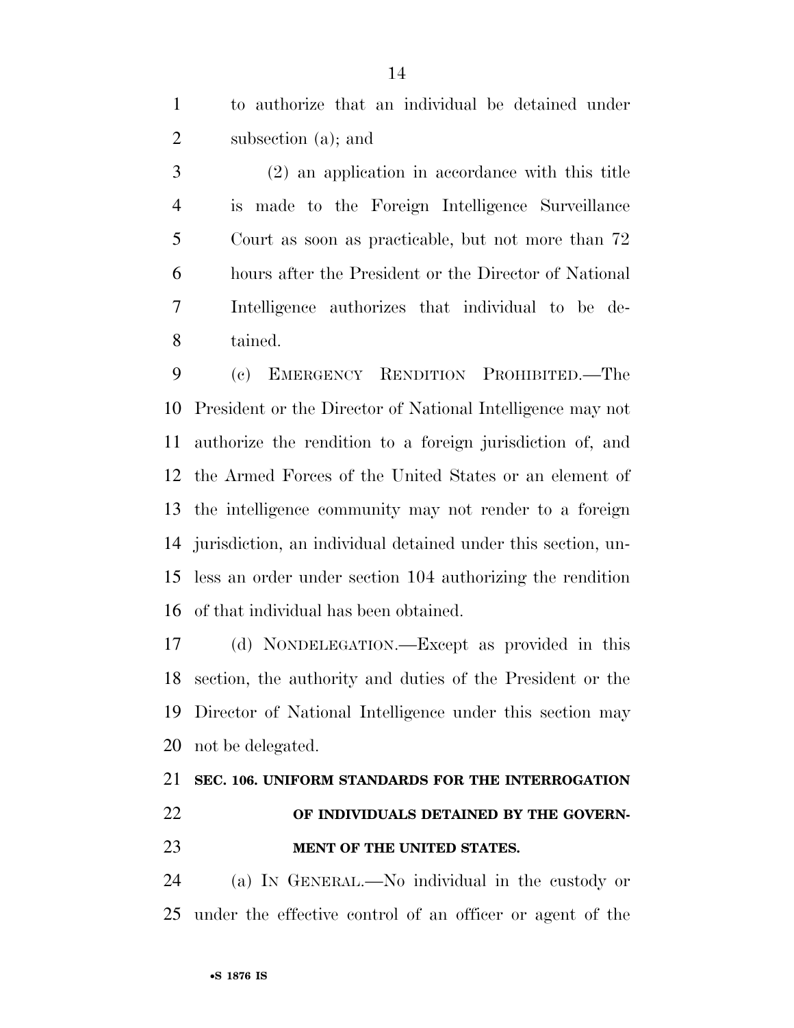to authorize that an individual be detained under subsection (a); and

(2) an application in accordance with this title is made to the Foreign Intelligence Surveillance Court as soon as practicable, but not more than 72 hours after the President or the Director of National Intelligence authorizes that individual to be detained.

(c) EMERGENCY RENDITION PROHIBITED.—The President or the Director of National Intelligence may not authorize the rendition to a foreign jurisdiction of, and the Armed Forces of the United States or an element of the intelligence community may not render to a foreign jurisdiction, an individual detained under this section, unless an order under section 104 authorizing the rendition of that individual has been obtained.

(d) NONDELEGATION.—Except as provided in this section, the authority and duties of the President or the Director of National Intelligence under this section may not be delegated.

**SEC. 106. UNIFORM STANDARDS FOR THE INTERROGATION OF INDIVIDUALS DETAINED BY THE GOVERNMENT OF THE UNITED STATES.**

(a) IN GENERAL.—No individual in the custody or under the effective control of an officer or agent of the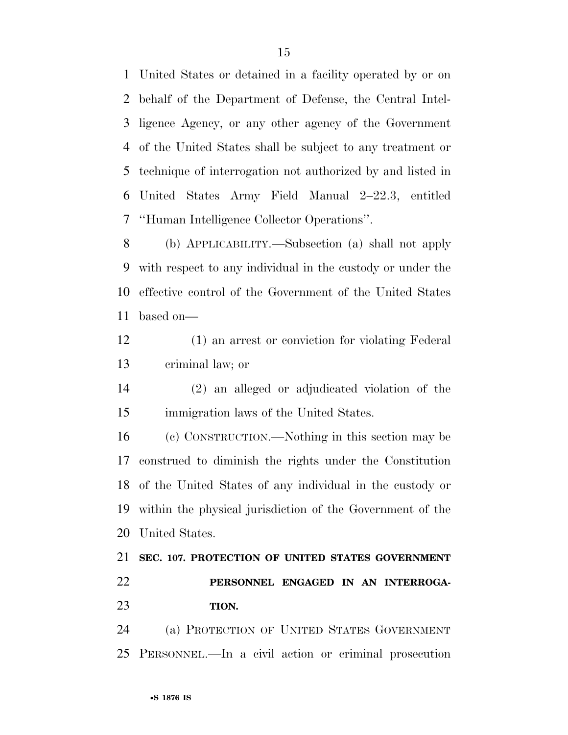United States or detained in a facility operated by or on behalf of the Department of Defense, the Central Intelligence Agency, or any other agency of the Government of the United States shall be subject to any treatment or technique of interrogation not authorized by and listed in United States Army Field Manual 2–22.3, entitled ''Human Intelligence Collector Operations''.

(b) APPLICABILITY.—Subsection (a) shall not apply with respect to any individual in the custody or under the effective control of the Government of the United States based on—

(1) an arrest or conviction for violating Federal criminal law; or

(2) an alleged or adjudicated violation of the immigration laws of the United States.

(c) CONSTRUCTION.—Nothing in this section may be construed to diminish the rights under the Constitution of the United States of any individual in the custody or within the physical jurisdiction of the Government of the United States.

**SEC. 107. PROTECTION OF UNITED STATES GOVERNMENT PERSONNEL ENGAGED IN AN INTERROGATION.**

(a) PROTECTION OF UNITED STATES GOVERNMENT PERSONNEL.—In a civil action or criminal prosecution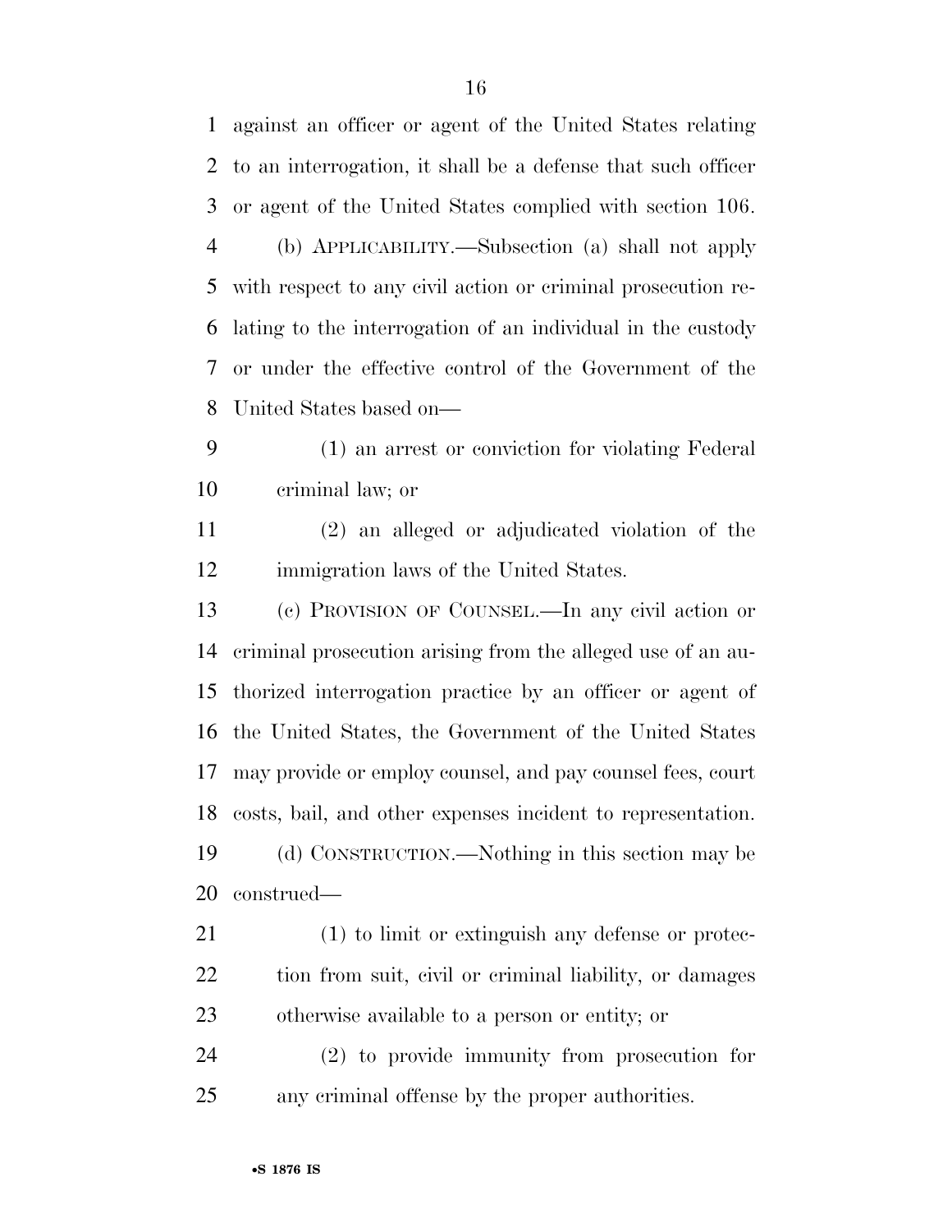against an officer or agent of the United States relating to an interrogation, it shall be a defense that such officer or agent of the United States complied with section 106.

(b) APPLICABILITY.—Subsection (a) shall not apply with respect to any civil action or criminal prosecution relating to the interrogation of an individual in the custody or under the effective control of the Government of the United States based on—

(1) an arrest or conviction for violating Federal criminal law; or

(2) an alleged or adjudicated violation of the immigration laws of the United States.

(c) PROVISION OF COUNSEL.—In any civil action or criminal prosecution arising from the alleged use of an authorized interrogation practice by an officer or agent of the United States, the Government of the United States may provide or employ counsel, and pay counsel fees, court costs, bail, and other expenses incident to representation.

(d) CONSTRUCTION.—Nothing in this section may be construed—

(1) to limit or extinguish any defense or protection from suit, civil or criminal liability, or damages otherwise available to a person or entity; or

(2) to provide immunity from prosecution for any criminal offense by the proper authorities.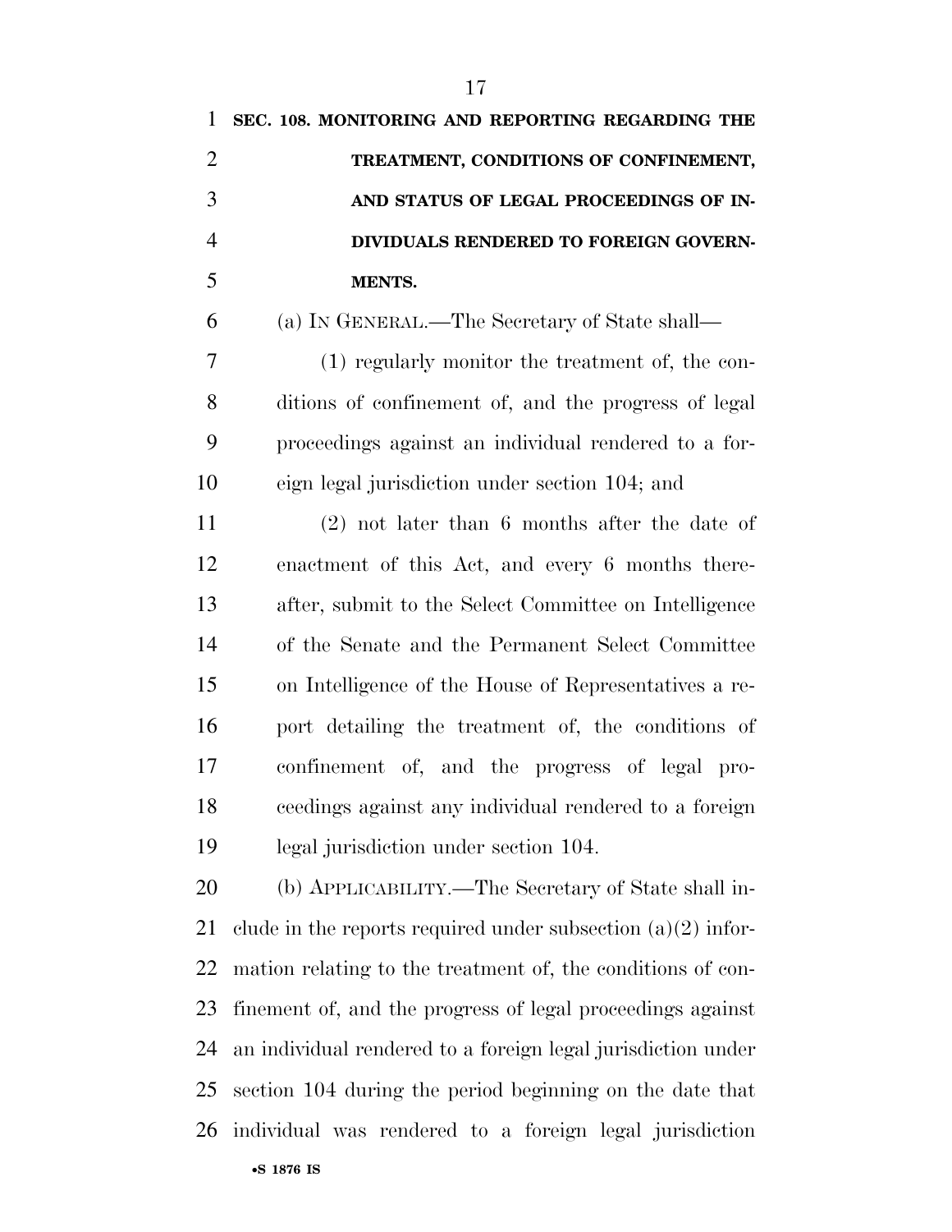**SEC. 108. MONITORING AND REPORTING REGARDING THE TREATMENT, CONDITIONS OF CONFINEMENT, AND STATUS OF LEGAL PROCEEDINGS OF INDIVIDUALS RENDERED TO FOREIGN GOVERNMENTS.**

(a) IN GENERAL.—The Secretary of State shall—

(1) regularly monitor the treatment of, the conditions of confinement of, and the progress of legal proceedings against an individual rendered to a foreign legal jurisdiction under section 104; and

(2) not later than 6 months after the date of enactment of this Act, and every 6 months thereafter, submit to the Select Committee on Intelligence of the Senate and the Permanent Select Committee on Intelligence of the House of Representatives a report detailing the treatment of, the conditions of confinement of, and the progress of legal proceedings against any individual rendered to a foreign legal jurisdiction under section 104.

(b) APPLICABILITY.—The Secretary of State shall include in the reports required under subsection (a)(2) information relating to the treatment of, the conditions of confinement of, and the progress of legal proceedings against an individual rendered to a foreign legal jurisdiction under section 104 during the period beginning on the date that individual was rendered to a foreign legal jurisdiction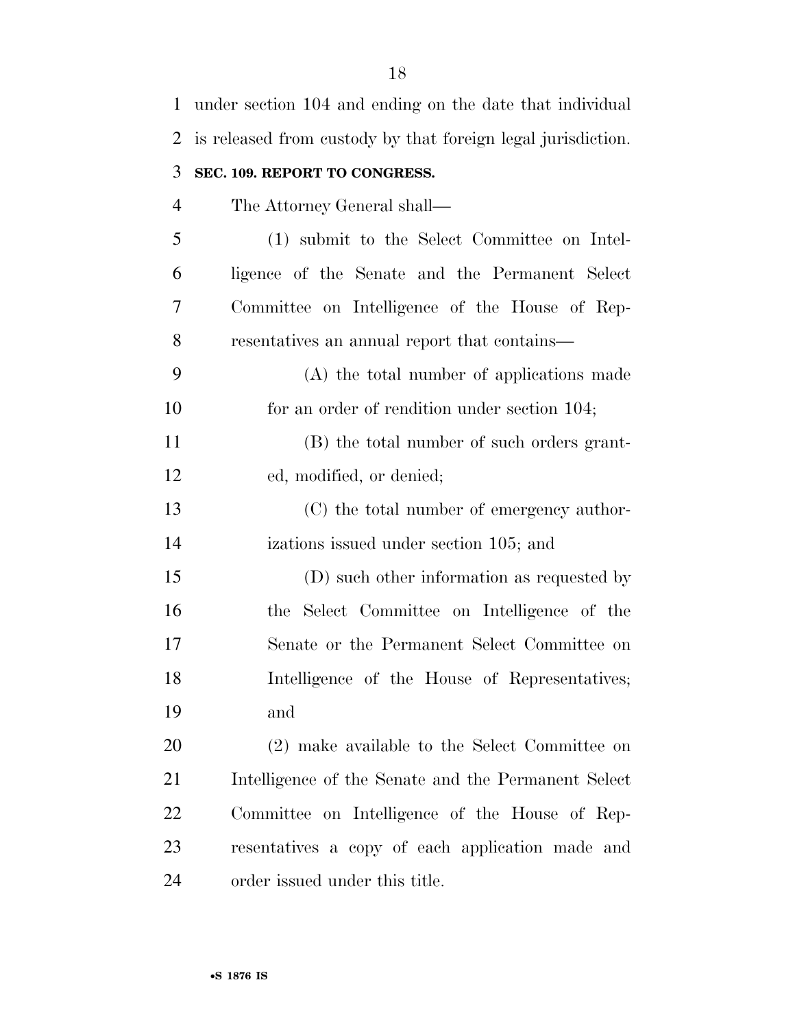under section 104 and ending on the date that individual is released from custody by that foreign legal jurisdiction.

**SEC. 109. REPORT TO CONGRESS.**

The Attorney General shall—

(1) submit to the Select Committee on Intelligence of the Senate and the Permanent Select Committee on Intelligence of the House of Representatives an annual report that contains—

(A) the total number of applications made for an order of rendition under section 104;

(B) the total number of such orders granted, modified, or denied;

(C) the total number of emergency authorizations issued under section 105; and

(D) such other information as requested by the Select Committee on Intelligence of the Senate or the Permanent Select Committee on Intelligence of the House of Representatives; and

(2) make available to the Select Committee on Intelligence of the Senate and the Permanent Select Committee on Intelligence of the House of Representatives a copy of each application made and order issued under this title.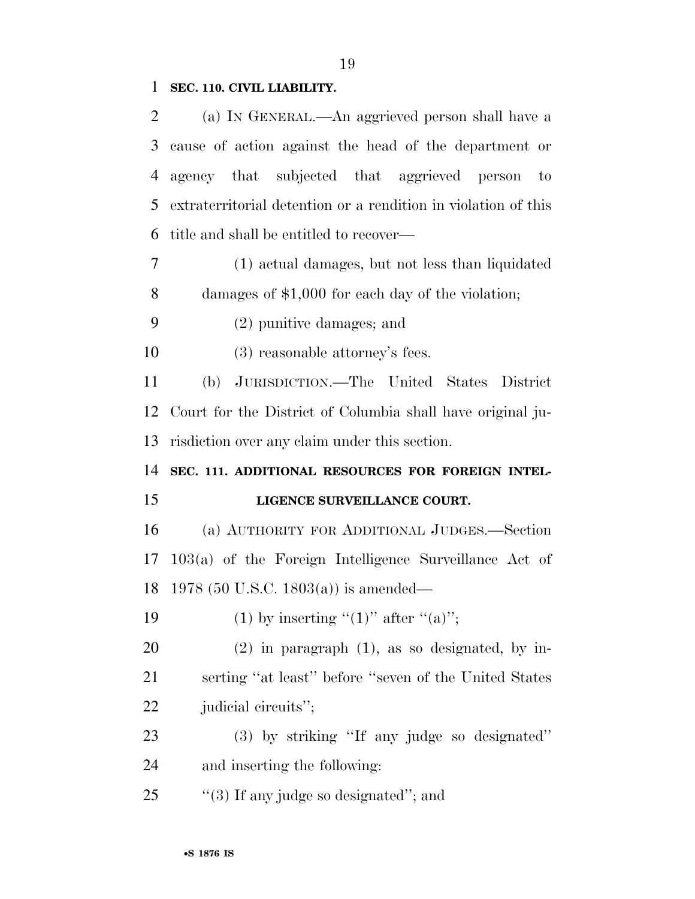**SEC. 110. CIVIL LIABILITY.**

(a) IN GENERAL.—An aggrieved person shall have a cause of action against the head of the department or agency that subjected that aggrieved person to extraterritorial detention or a rendition in violation of this title and shall be entitled to recover—

(1) actual damages, but not less than liquidated damages of $1,000 for each day of the violation;

(2) punitive damages; and

(3) reasonable attorney's fees.

(b) JURISDICTION.—The United States District Court for the District of Columbia shall have original jurisdiction over any claim under this section.

**SEC. 111. ADDITIONAL RESOURCES FOR FOREIGN INTELLIGENCE SURVEILLANCE COURT.**

(a) AUTHORITY FOR ADDITIONAL JUDGES.—Section 103(a) of the Foreign Intelligence Surveillance Act of 1978 (50 U.S.C. 1803(a)) is amended—

(1) by inserting ''(1)'' after ''(a)'';

(2) in paragraph (1), as so designated, by inserting ''at least'' before ''seven of the United States judicial circuits'';

(3) by striking ''If any judge so designated'' and inserting the following:

''(3) If any judge so designated''; and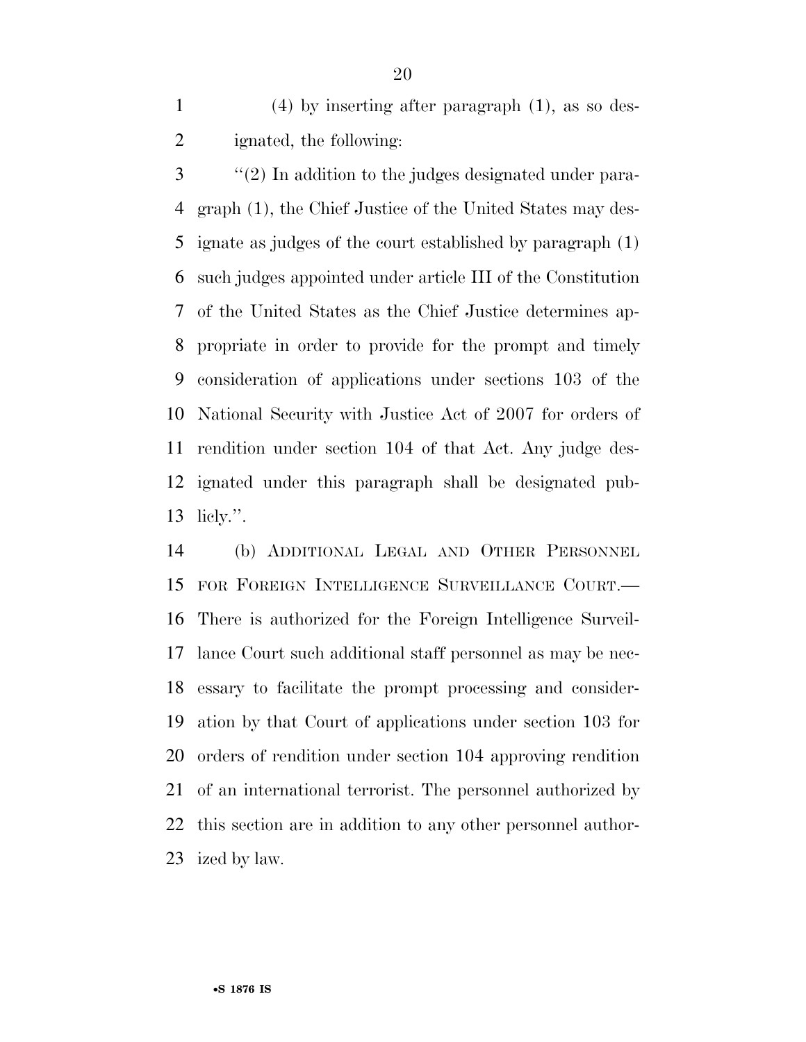(4) by inserting after paragraph (1), as so designated, the following:

''(2) In addition to the judges designated under paragraph (1), the Chief Justice of the United States may designate as judges of the court established by paragraph (1) such judges appointed under article III of the Constitution of the United States as the Chief Justice determines appropriate in order to provide for the prompt and timely consideration of applications under sections 103 of the National Security with Justice Act of 2007 for orders of rendition under section 104 of that Act. Any judge designated under this paragraph shall be designated publicly.''.

(b) ADDITIONAL LEGAL AND OTHER PERSONNEL FOR FOREIGN INTELLIGENCE SURVEILLANCE COURT.—There is authorized for the Foreign Intelligence Surveillance Court such additional staff personnel as may be necessary to facilitate the prompt processing and consideration by that Court of applications under section 103 for orders of rendition under section 104 approving rendition of an international terrorist. The personnel authorized by this section are in addition to any other personnel authorized by law.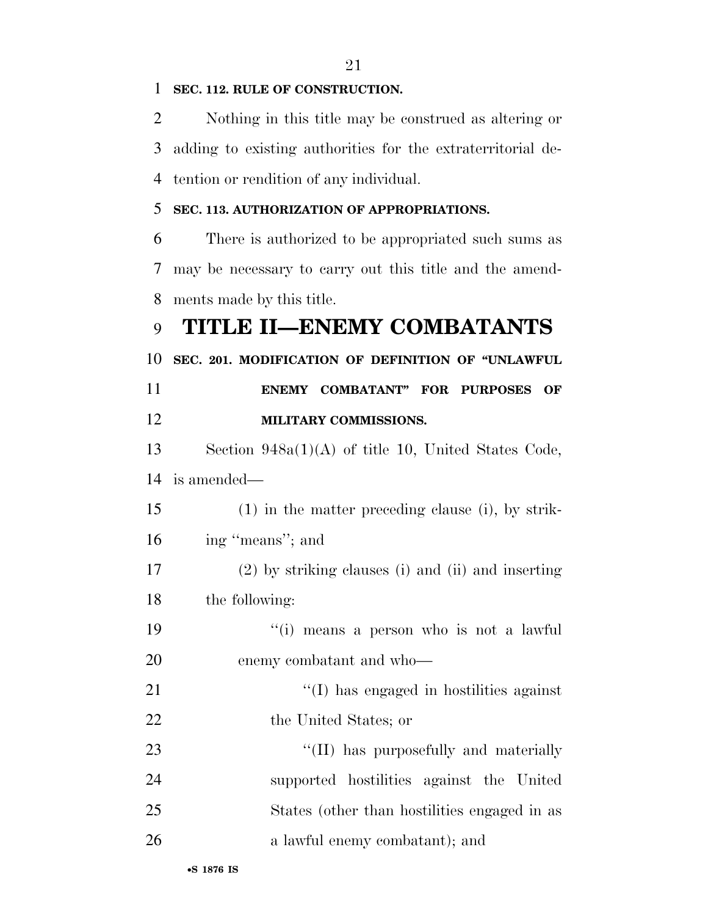**SEC. 112. RULE OF CONSTRUCTION.**

Nothing in this title may be construed as altering or adding to existing authorities for the extraterritorial detention or rendition of any individual.

**SEC. 113. AUTHORIZATION OF APPROPRIATIONS.**

There is authorized to be appropriated such sums as may be necessary to carry out this title and the amendments made by this title.

# TITLE II—ENEMY COMBATANTS

**SEC. 201. MODIFICATION OF DEFINITION OF "UNLAWFUL ENEMY COMBATANT" FOR PURPOSES OF MILITARY COMMISSIONS.**

Section 948a(1)(A) of title 10, United States Code, is amended—

(1) in the matter preceding clause (i), by striking "means"; and

(2) by striking clauses (i) and (ii) and inserting the following:

"(i) means a person who is not a lawful enemy combatant and who—

"(I) has engaged in hostilities against the United States; or

"(II) has purposefully and materially supported hostilities against the United States (other than hostilities engaged in as a lawful enemy combatant); and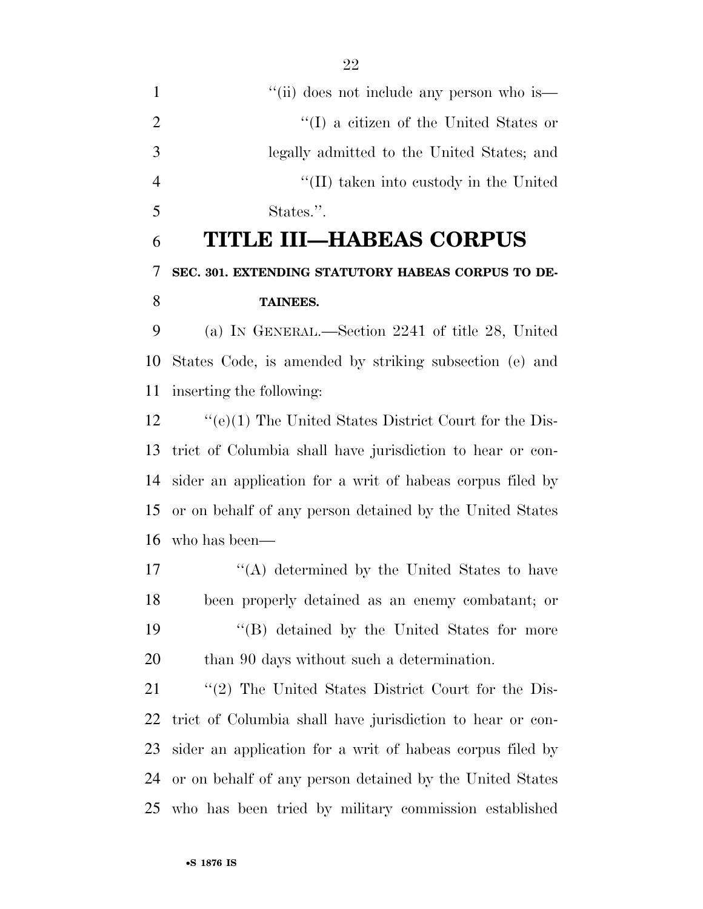''(ii) does not include any person who is—

''(I) a citizen of the United States or legally admitted to the United States; and

''(II) taken into custody in the United States.''.

# TITLE III—HABEAS CORPUS

### SEC. 301. EXTENDING STATUTORY HABEAS CORPUS TO DETAINEES.

(a) IN GENERAL.—Section 2241 of title 28, United States Code, is amended by striking subsection (e) and inserting the following:

''(e)(1) The United States District Court for the District of Columbia shall have jurisdiction to hear or consider an application for a writ of habeas corpus filed by or on behalf of any person detained by the United States who has been—

''(A) determined by the United States to have been properly detained as an enemy combatant; or

''(B) detained by the United States for more than 90 days without such a determination.

''(2) The United States District Court for the District of Columbia shall have jurisdiction to hear or consider an application for a writ of habeas corpus filed by or on behalf of any person detained by the United States who has been tried by military commission established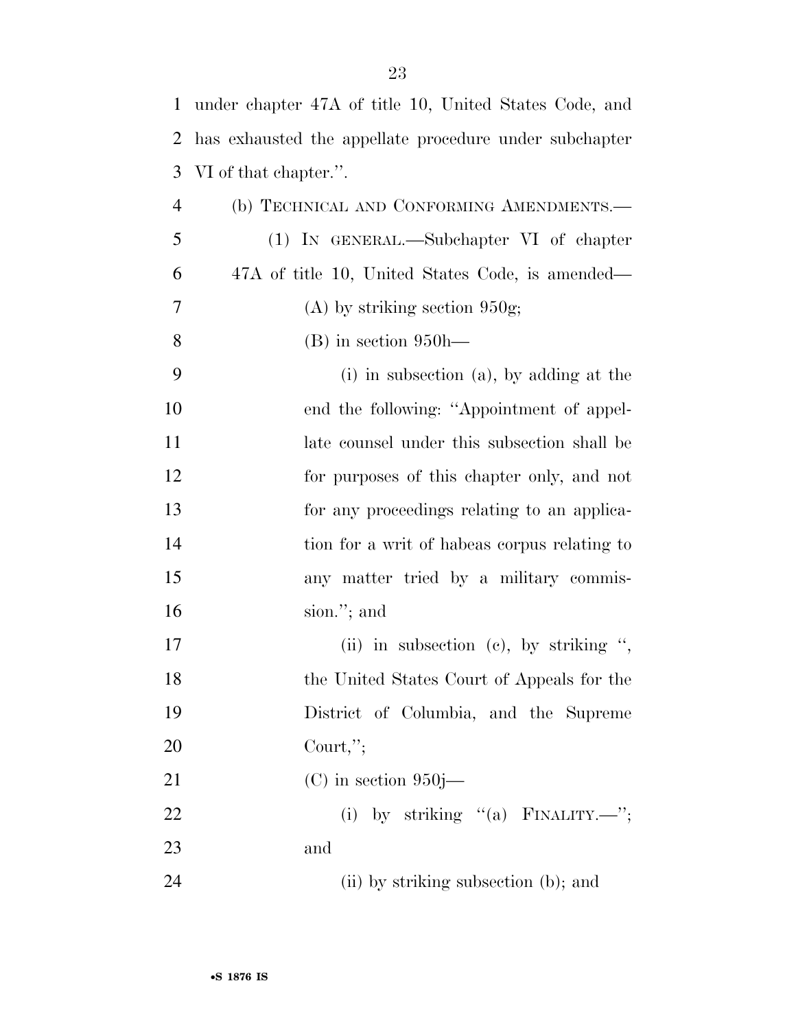under chapter 47A of title 10, United States Code, and has exhausted the appellate procedure under subchapter VI of that chapter.''.

(b) TECHNICAL AND CONFORMING AMENDMENTS.—

(1) IN GENERAL.—Subchapter VI of chapter 47A of title 10, United States Code, is amended—

(A) by striking section 950g;

(B) in section 950h—

(i) in subsection (a), by adding at the end the following: ''Appointment of appellate counsel under this subsection shall be for purposes of this chapter only, and not for any proceedings relating to an application for a writ of habeas corpus relating to any matter tried by a military commission.''; and

(ii) in subsection (c), by striking '', the United States Court of Appeals for the District of Columbia, and the Supreme Court,'';

(C) in section 950j—

(i) by striking ''(a) FINALITY.—''; and

(ii) by striking subsection (b); and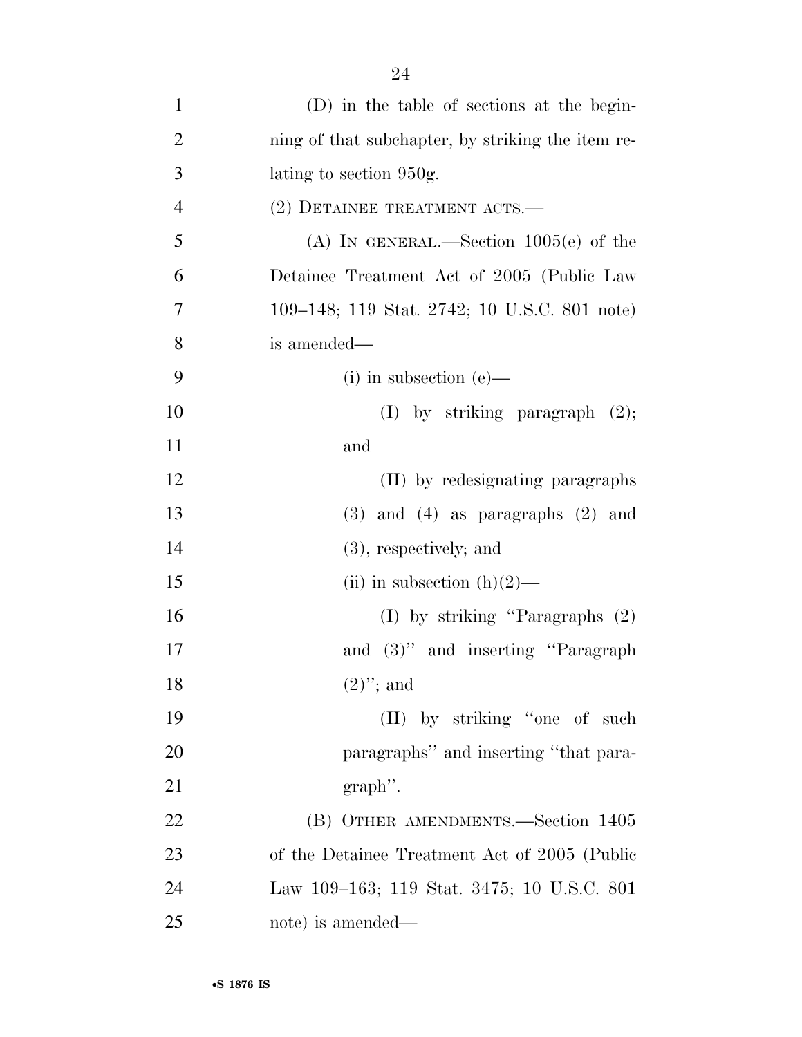(D) in the table of sections at the beginning of that subchapter, by striking the item relating to section 950g.

(2) DETAINEE TREATMENT ACTS.—

(A) IN GENERAL.—Section 1005(e) of the Detainee Treatment Act of 2005 (Public Law 109–148; 119 Stat. 2742; 10 U.S.C. 801 note) is amended—

(i) in subsection (e)—

(I) by striking paragraph (2); and

(II) by redesignating paragraphs (3) and (4) as paragraphs (2) and (3), respectively; and

(ii) in subsection (h)(2)—

(I) by striking "Paragraphs (2) and (3)" and inserting "Paragraph (2)"; and

(II) by striking "one of such paragraphs" and inserting "that paragraph".

(B) OTHER AMENDMENTS.—Section 1405 of the Detainee Treatment Act of 2005 (Public Law 109–163; 119 Stat. 3475; 10 U.S.C. 801 note) is amended—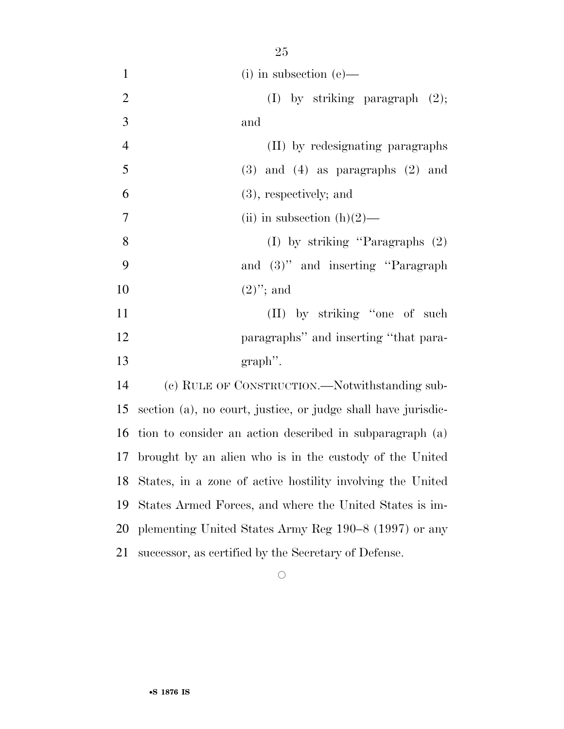(i) in subsection (e)—

(I) by striking paragraph (2); and

(II) by redesignating paragraphs (3) and (4) as paragraphs (2) and (3), respectively; and

(ii) in subsection (h)(2)—

(I) by striking ''Paragraphs (2) and (3)'' and inserting ''Paragraph (2)''; and

(II) by striking ''one of such paragraphs'' and inserting ''that paragraph''.

(c) RULE OF CONSTRUCTION.—Notwithstanding subsection (a), no court, justice, or judge shall have jurisdiction to consider an action described in subparagraph (a) brought by an alien who is in the custody of the United States, in a zone of active hostility involving the United States Armed Forces, and where the United States is implementing United States Army Reg 190–8 (1997) or any successor, as certified by the Secretary of Defense.

○